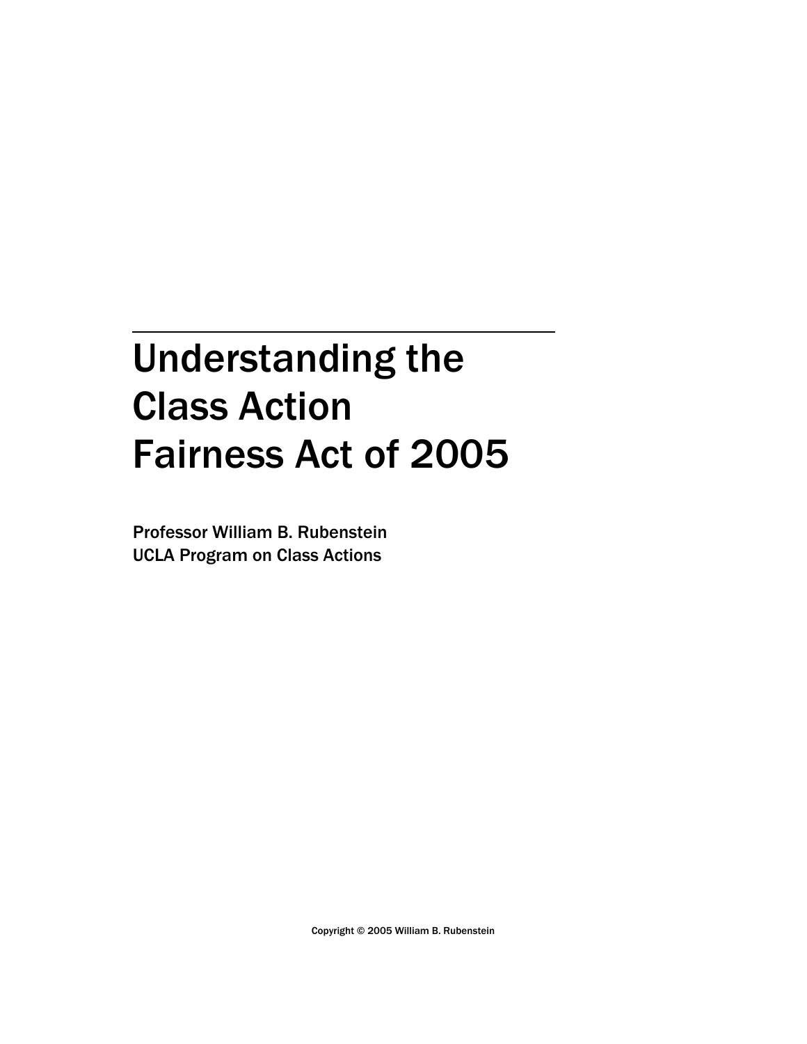# Understanding the Class Action Fairness Act of 2005

Professor William B. Rubenstein
UCLA Program on Class Actions

Copyright © 2005 William B. Rubenstein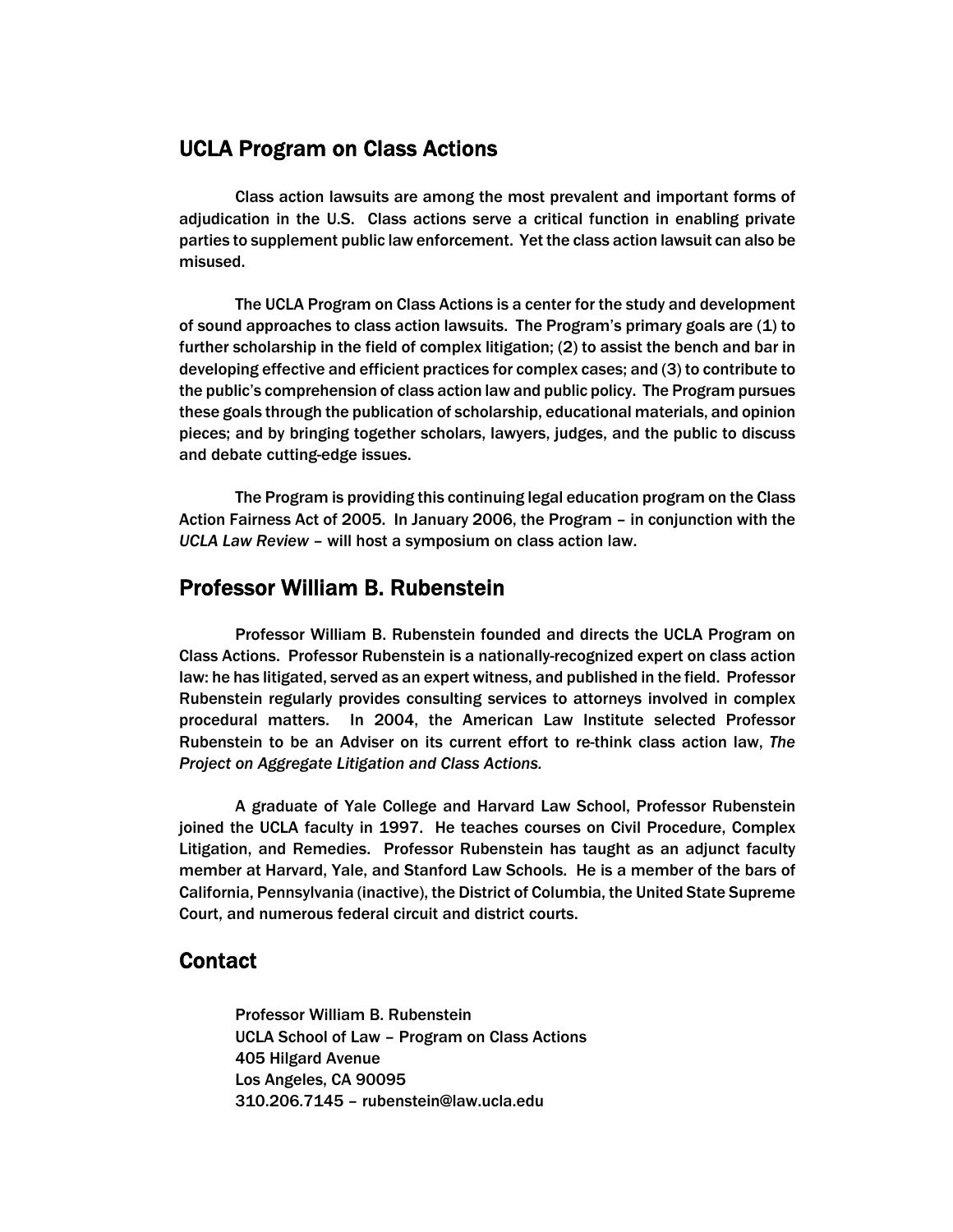## UCLA Program on Class Actions

Class action lawsuits are among the most prevalent and important forms of adjudication in the U.S. Class actions serve a critical function in enabling private parties to supplement public law enforcement. Yet the class action lawsuit can also be misused.

The UCLA Program on Class Actions is a center for the study and development of sound approaches to class action lawsuits. The Program's primary goals are (1) to further scholarship in the field of complex litigation; (2) to assist the bench and bar in developing effective and efficient practices for complex cases; and (3) to contribute to the public's comprehension of class action law and public policy. The Program pursues these goals through the publication of scholarship, educational materials, and opinion pieces; and by bringing together scholars, lawyers, judges, and the public to discuss and debate cutting-edge issues.

The Program is providing this continuing legal education program on the Class Action Fairness Act of 2005. In January 2006, the Program – in conjunction with the *UCLA Law Review* – will host a symposium on class action law.

## Professor William B. Rubenstein

Professor William B. Rubenstein founded and directs the UCLA Program on Class Actions. Professor Rubenstein is a nationally-recognized expert on class action law: he has litigated, served as an expert witness, and published in the field. Professor Rubenstein regularly provides consulting services to attorneys involved in complex procedural matters. In 2004, the American Law Institute selected Professor Rubenstein to be an Adviser on its current effort to re-think class action law, *The Project on Aggregate Litigation and Class Actions.*

A graduate of Yale College and Harvard Law School, Professor Rubenstein joined the UCLA faculty in 1997. He teaches courses on Civil Procedure, Complex Litigation, and Remedies. Professor Rubenstein has taught as an adjunct faculty member at Harvard, Yale, and Stanford Law Schools. He is a member of the bars of California, Pennsylvania (inactive), the District of Columbia, the United State Supreme Court, and numerous federal circuit and district courts.

## Contact

Professor William B. Rubenstein
UCLA School of Law – Program on Class Actions
405 Hilgard Avenue
Los Angeles, CA 90095
310.206.7145 – rubenstein@law.ucla.edu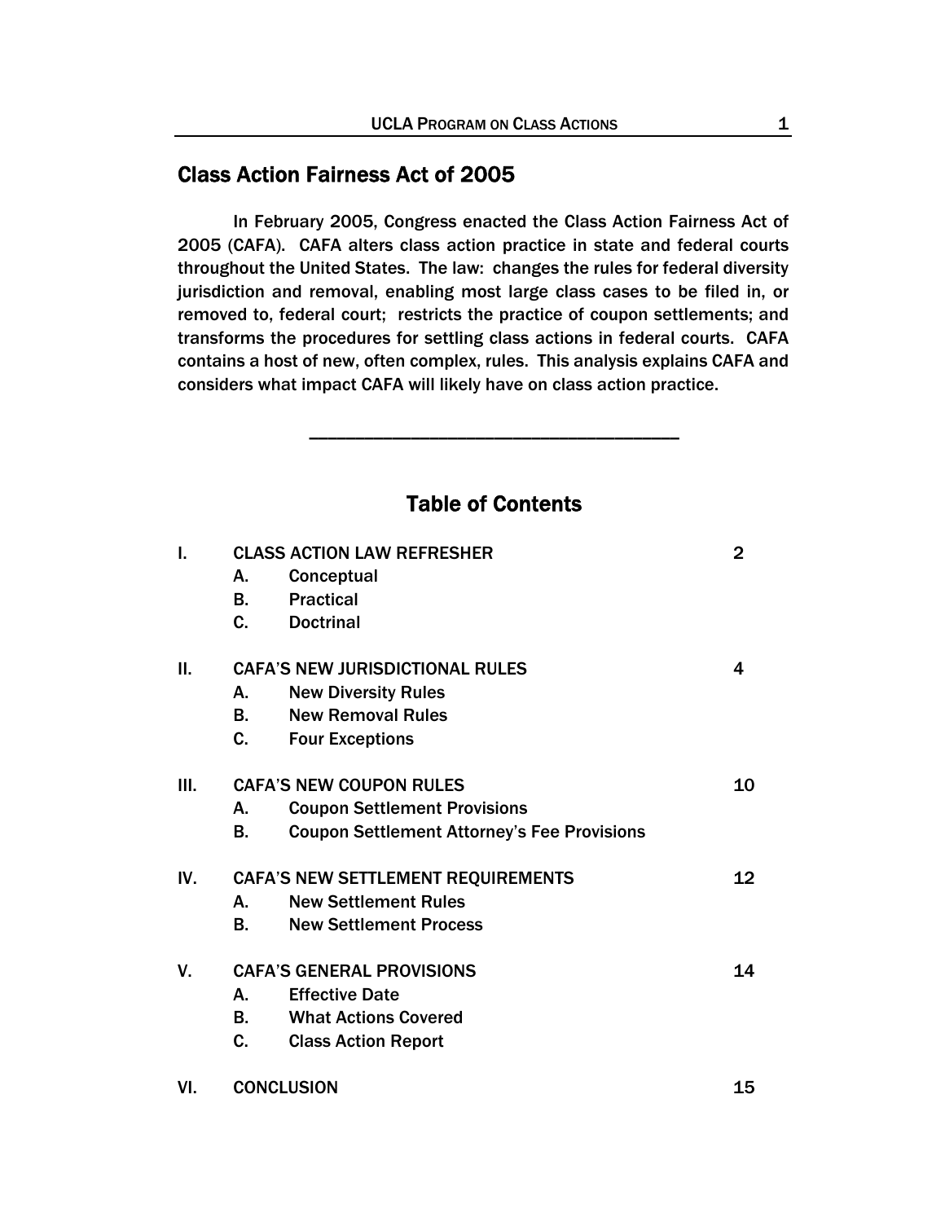## Class Action Fairness Act of 2005

In February 2005, Congress enacted the Class Action Fairness Act of 2005 (CAFA). CAFA alters class action practice in state and federal courts throughout the United States. The law: changes the rules for federal diversity jurisdiction and removal, enabling most large class cases to be filed in, or removed to, federal court; restricts the practice of coupon settlements; and transforms the procedures for settling class actions in federal courts. CAFA contains a host of new, often complex, rules. This analysis explains CAFA and considers what impact CAFA will likely have on class action practice.

---

## Table of Contents

| | | | |
|---|---|---|---|
| I. | CLASS ACTION LAW REFRESHER | | 2 |
| | A. | Conceptual | |
| | B. | Practical | |
| | C. | Doctrinal | |
| II. | CAFA'S NEW JURISDICTIONAL RULES | | 4 |
| | A. | New Diversity Rules | |
| | B. | New Removal Rules | |
| | C. | Four Exceptions | |
| III. | CAFA'S NEW COUPON RULES | | 10 |
| | A. | Coupon Settlement Provisions | |
| | B. | Coupon Settlement Attorney's Fee Provisions | |
| IV. | CAFA'S NEW SETTLEMENT REQUIREMENTS | | 12 |
| | A. | New Settlement Rules | |
| | B. | New Settlement Process | |
| V. | CAFA'S GENERAL PROVISIONS | | 14 |
| | A. | Effective Date | |
| | B. | What Actions Covered | |
| | C. | Class Action Report | |
| VI. | CONCLUSION | | 15 |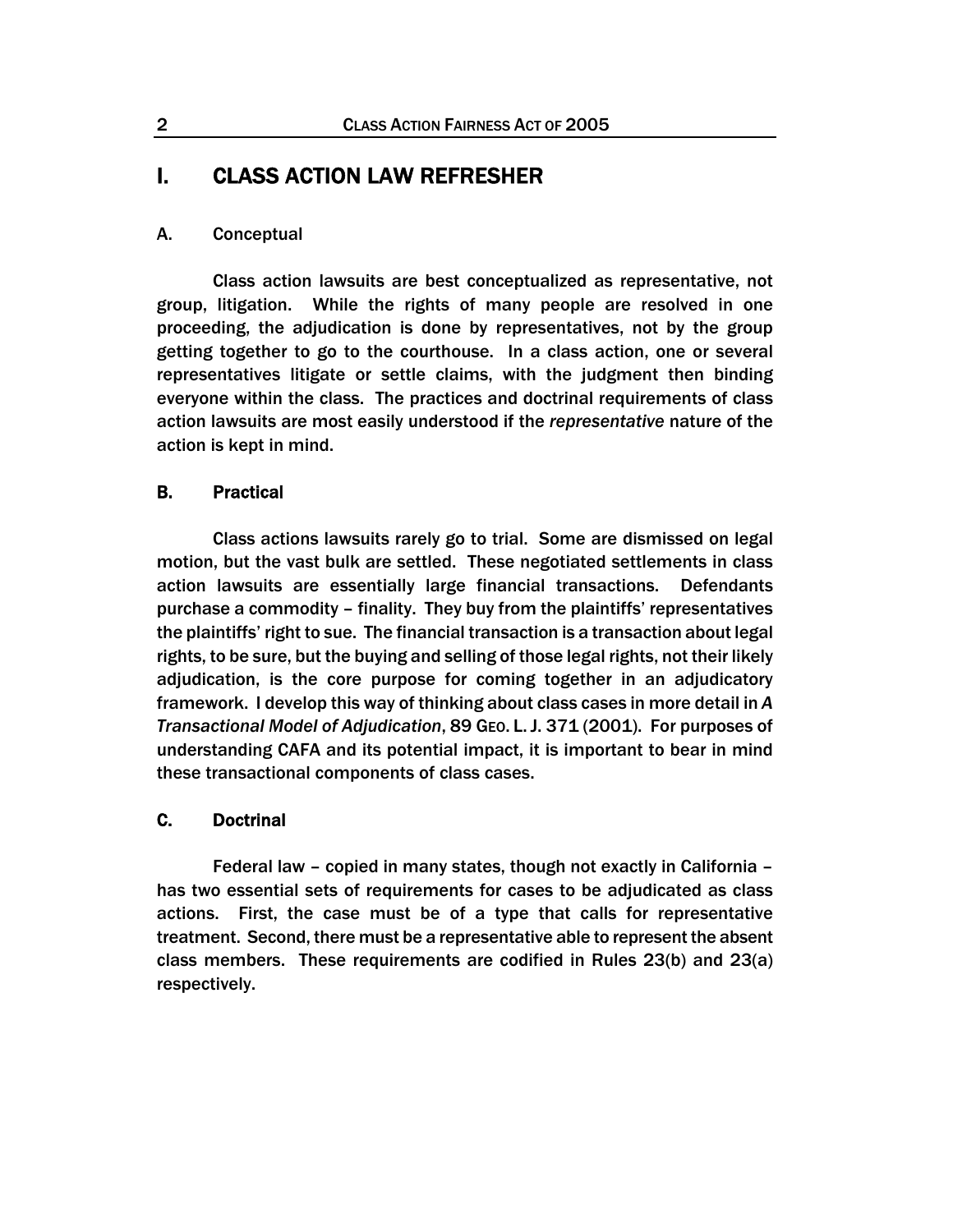# I. CLASS ACTION LAW REFRESHER

## A. Conceptual

Class action lawsuits are best conceptualized as representative, not group, litigation. While the rights of many people are resolved in one proceeding, the adjudication is done by representatives, not by the group getting together to go to the courthouse. In a class action, one or several representatives litigate or settle claims, with the judgment then binding everyone within the class. The practices and doctrinal requirements of class action lawsuits are most easily understood if the *representative* nature of the action is kept in mind.

## B. Practical

Class actions lawsuits rarely go to trial. Some are dismissed on legal motion, but the vast bulk are settled. These negotiated settlements in class action lawsuits are essentially large financial transactions. Defendants purchase a commodity – finality. They buy from the plaintiffs' representatives the plaintiffs' right to sue. The financial transaction is a transaction about legal rights, to be sure, but the buying and selling of those legal rights, not their likely adjudication, is the core purpose for coming together in an adjudicatory framework. I develop this way of thinking about class cases in more detail in *A Transactional Model of Adjudication*, 89 GEO. L. J. 371 (2001). For purposes of understanding CAFA and its potential impact, it is important to bear in mind these transactional components of class cases.

## C. Doctrinal

Federal law – copied in many states, though not exactly in California – has two essential sets of requirements for cases to be adjudicated as class actions. First, the case must be of a type that calls for representative treatment. Second, there must be a representative able to represent the absent class members. These requirements are codified in Rules 23(b) and 23(a) respectively.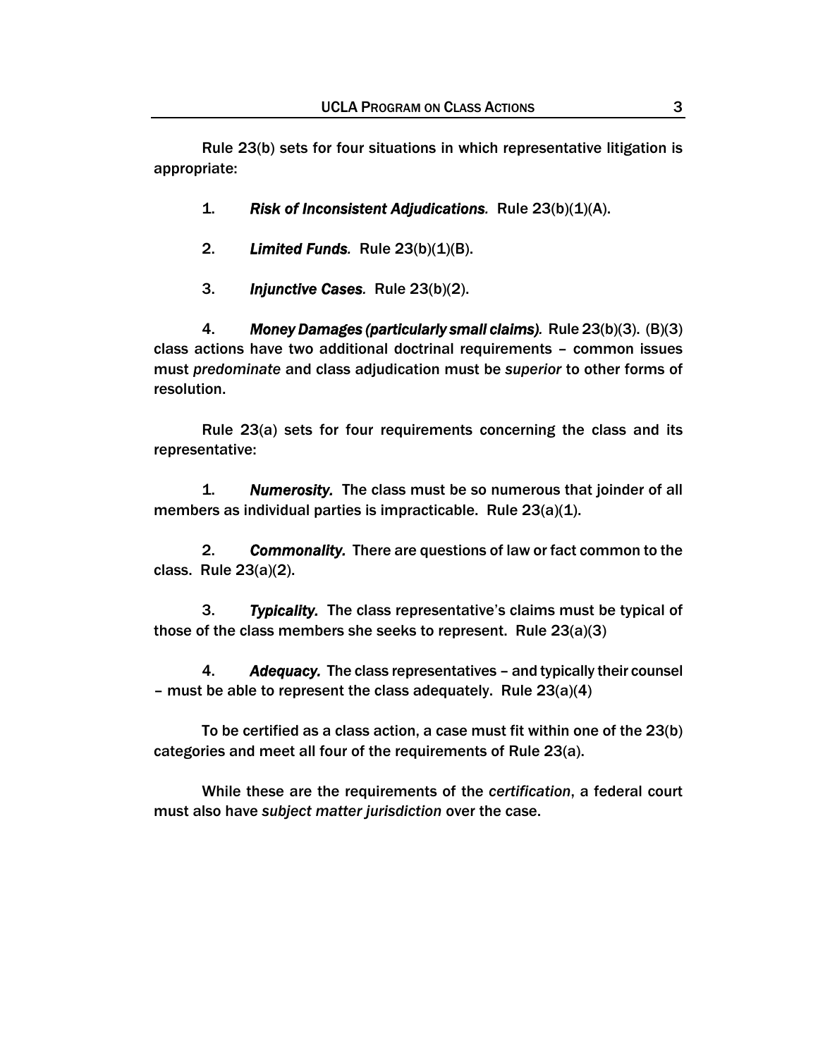Rule 23(b) sets for four situations in which representative litigation is appropriate:

1. ***Risk of Inconsistent Adjudications.*** Rule 23(b)(1)(A).

2. ***Limited Funds.*** Rule 23(b)(1)(B).

3. ***Injunctive Cases.*** Rule 23(b)(2).

4. ***Money Damages (particularly small claims).*** Rule 23(b)(3). (B)(3) class actions have two additional doctrinal requirements – common issues must *predominate* and class adjudication must be *superior* to other forms of resolution.

Rule 23(a) sets for four requirements concerning the class and its representative:

1. ***Numerosity.*** The class must be so numerous that joinder of all members as individual parties is impracticable. Rule 23(a)(1).

2. ***Commonality.*** There are questions of law or fact common to the class. Rule 23(a)(2).

3. ***Typicality.*** The class representative's claims must be typical of those of the class members she seeks to represent. Rule 23(a)(3)

4. ***Adequacy.*** The class representatives – and typically their counsel – must be able to represent the class adequately. Rule 23(a)(4)

To be certified as a class action, a case must fit within one of the 23(b) categories and meet all four of the requirements of Rule 23(a).

While these are the requirements of the *certification*, a federal court must also have *subject matter jurisdiction* over the case.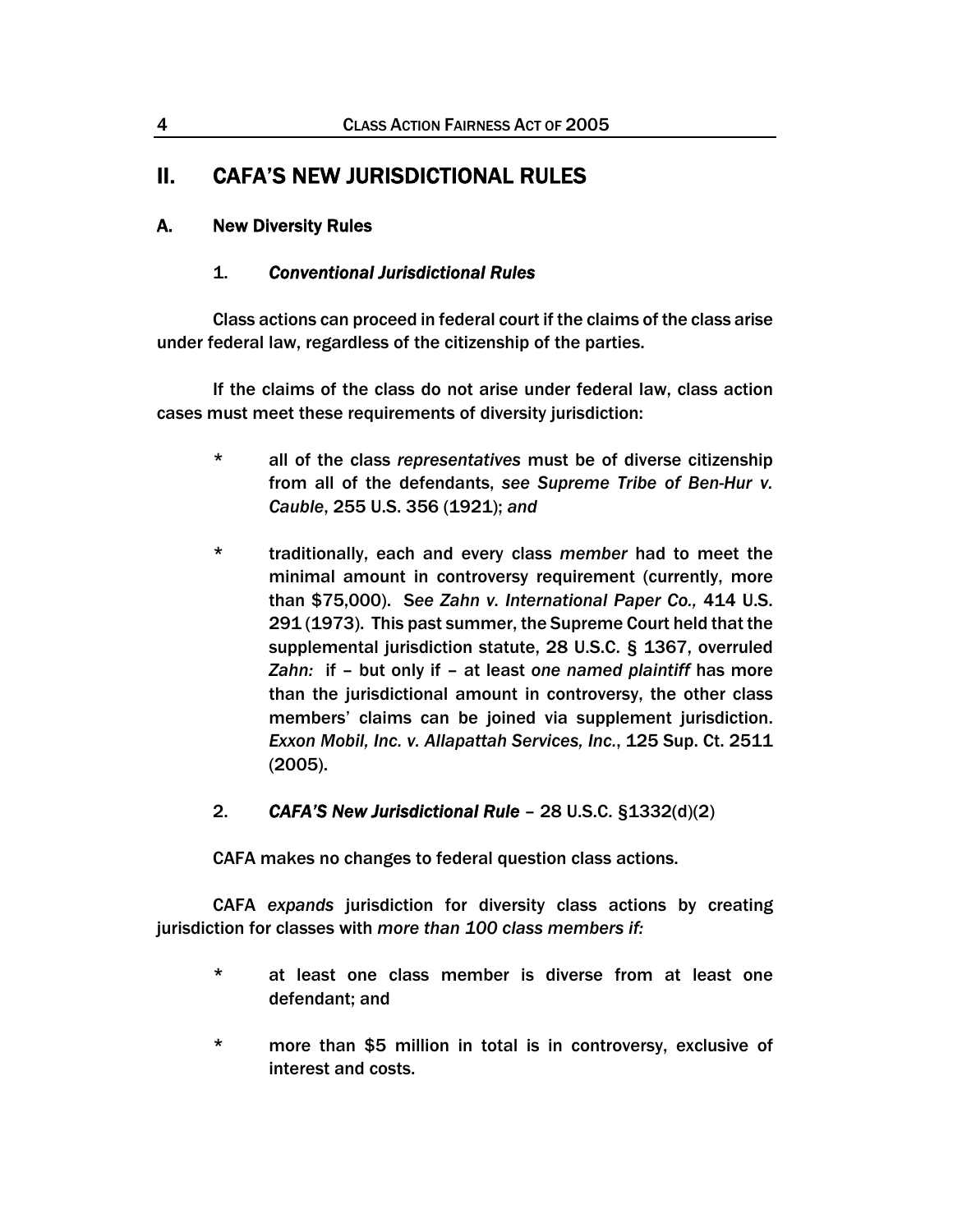## II. CAFA'S NEW JURISDICTIONAL RULES

### A. New Diversity Rules

#### 1. *Conventional Jurisdictional Rules*

Class actions can proceed in federal court if the claims of the class arise under federal law, regardless of the citizenship of the parties.

If the claims of the class do not arise under federal law, class action cases must meet these requirements of diversity jurisdiction:

- all of the class *representatives* must be of diverse citizenship from all of the defendants, *see Supreme Tribe of Ben-Hur v. Cauble*, 255 U.S. 356 (1921); *and*

- traditionally, each and every class *member* had to meet the minimal amount in controversy requirement (currently, more than $75,000). S*ee Zahn v. International Paper Co.,* 414 U.S. 291 (1973). This past summer, the Supreme Court held that the supplemental jurisdiction statute, 28 U.S.C. § 1367, overruled *Zahn:* if – but only if – at least *one named plaintiff* has more than the jurisdictional amount in controversy, the other class members' claims can be joined via supplement jurisdiction. *Exxon Mobil, Inc. v. Allapattah Services, Inc.*, 125 Sup. Ct. 2511 (2005).

#### 2. *CAFA'S New Jurisdictional Rule* – 28 U.S.C. §1332(d)(2)

CAFA makes no changes to federal question class actions.

CAFA *expands* jurisdiction for diversity class actions by creating jurisdiction for classes with *more than 100 class members if:*

- at least one class member is diverse from at least one defendant; and

- more than $5 million in total is in controversy, exclusive of interest and costs.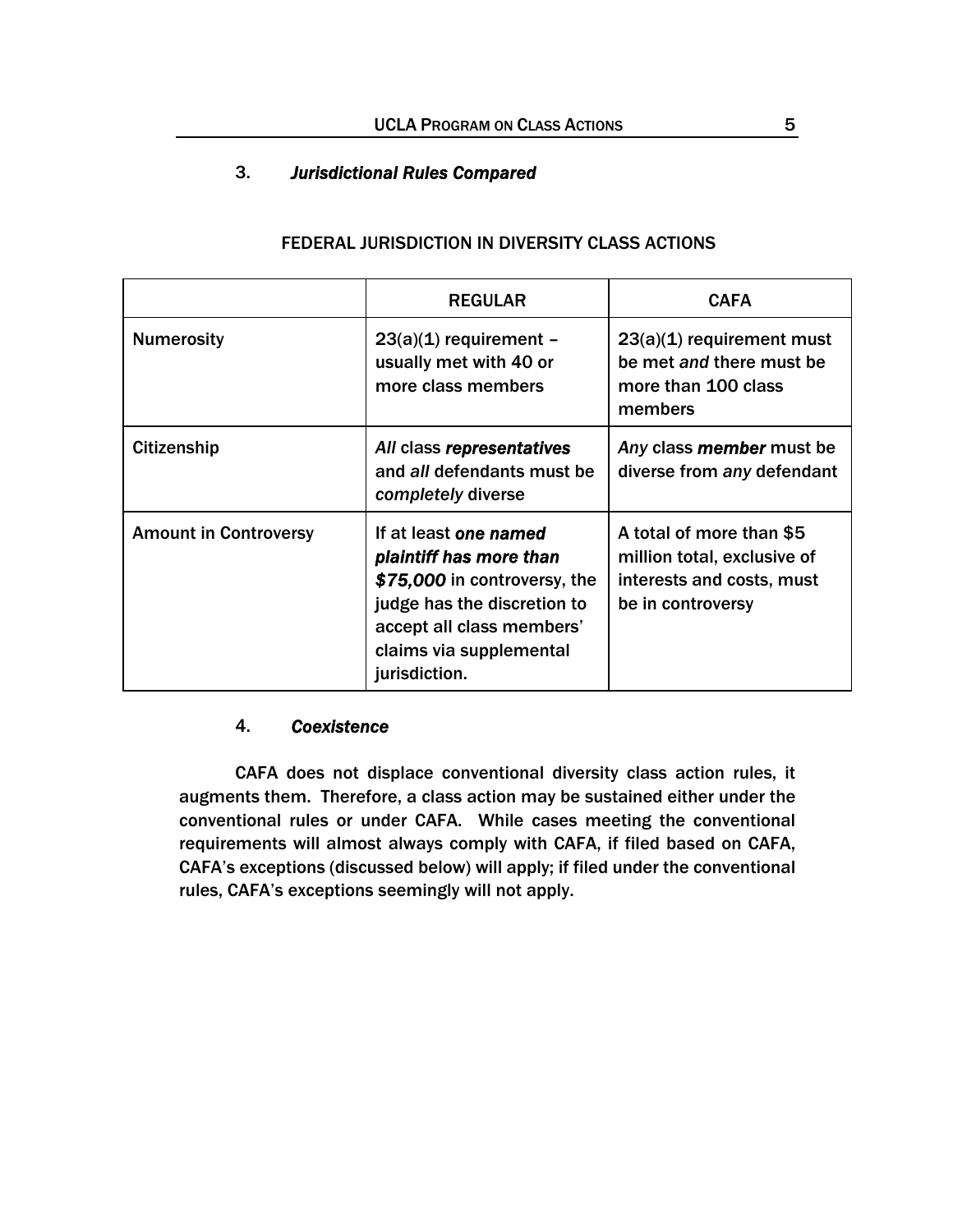### 3. *Jurisdictional Rules Compared*

FEDERAL JURISDICTION IN DIVERSITY CLASS ACTIONS

| | REGULAR | CAFA |
|---|---|---|
| Numerosity | 23(a)(1) requirement – usually met with 40 or more class members | 23(a)(1) requirement must be met *and* there must be more than 100 class members |
| Citizenship | *All* class ***representatives*** and *all* defendants must be *completely* diverse | *Any* class ***member*** must be diverse from *any* defendant |
| Amount in Controversy | If at least ***one named plaintiff has more than $75,000*** in controversy, the judge has the discretion to accept all class members' claims via supplemental jurisdiction. | A total of more than $5 million total, exclusive of interests and costs, must be in controversy |

### 4. *Coexistence*

CAFA does not displace conventional diversity class action rules, it augments them. Therefore, a class action may be sustained either under the conventional rules or under CAFA. While cases meeting the conventional requirements will almost always comply with CAFA, if filed based on CAFA, CAFA's exceptions (discussed below) will apply; if filed under the conventional rules, CAFA's exceptions seemingly will not apply.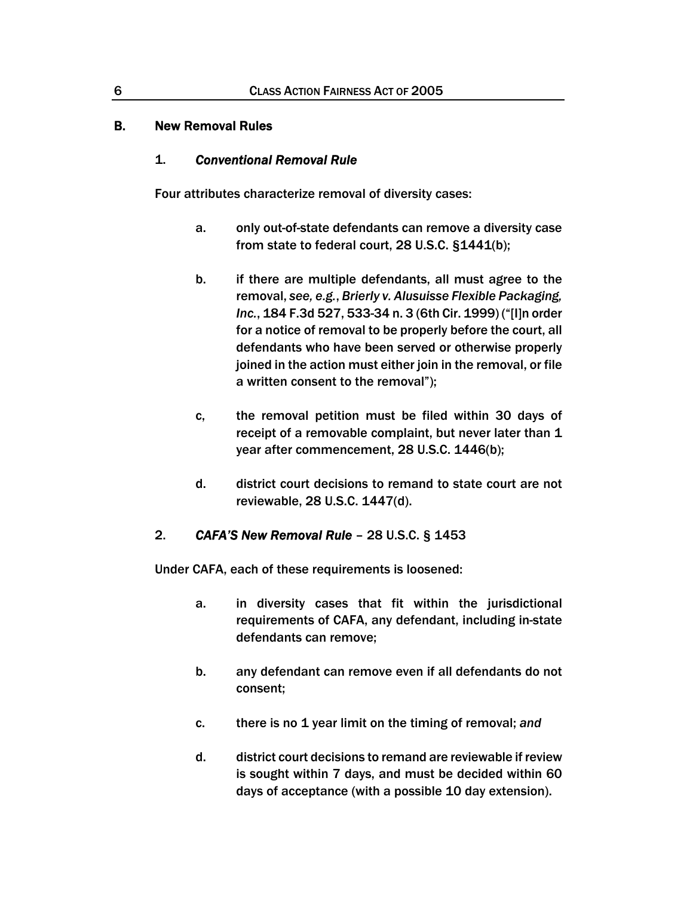## B. New Removal Rules

### 1. *Conventional Removal Rule*

Four attributes characterize removal of diversity cases:

a. only out-of-state defendants can remove a diversity case from state to federal court, 28 U.S.C. §1441(b);

b. if there are multiple defendants, all must agree to the removal, *see, e.g.*, *Brierly v. Alusuisse Flexible Packaging, Inc.*, 184 F.3d 527, 533-34 n. 3 (6th Cir. 1999) ("[I]n order for a notice of removal to be properly before the court, all defendants who have been served or otherwise properly joined in the action must either join in the removal, or file a written consent to the removal");

c, the removal petition must be filed within 30 days of receipt of a removable complaint, but never later than 1 year after commencement, 28 U.S.C. 1446(b);

d. district court decisions to remand to state court are not reviewable, 28 U.S.C. 1447(d).

### 2. *CAFA'S New Removal Rule* – 28 U.S.C. § 1453

Under CAFA, each of these requirements is loosened:

a. in diversity cases that fit within the jurisdictional requirements of CAFA, any defendant, including in-state defendants can remove;

b. any defendant can remove even if all defendants do not consent;

c. there is no 1 year limit on the timing of removal; *and*

d. district court decisions to remand are reviewable if review is sought within 7 days, and must be decided within 60 days of acceptance (with a possible 10 day extension).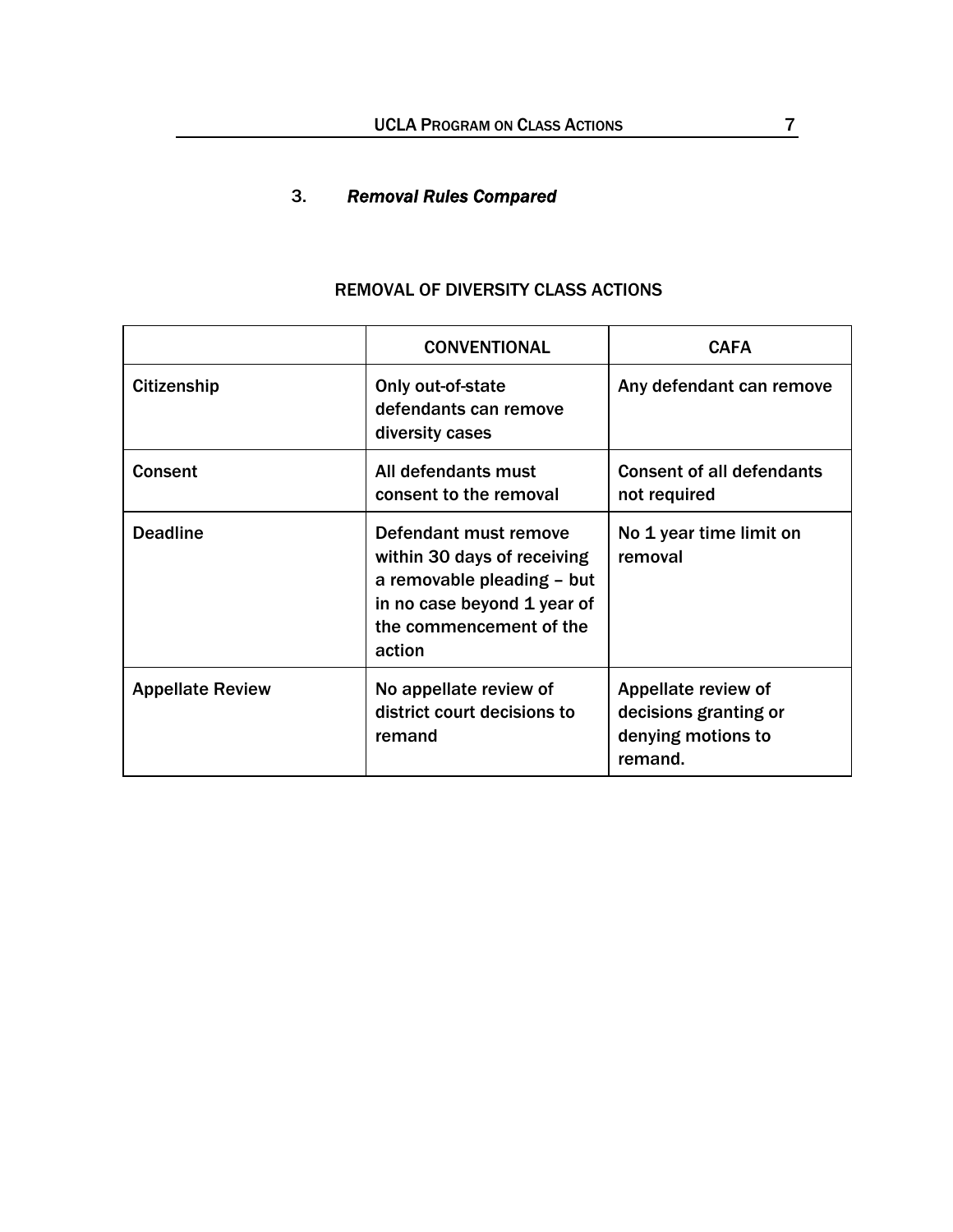### 3. ***Removal Rules Compared***

REMOVAL OF DIVERSITY CLASS ACTIONS

| | CONVENTIONAL | CAFA |
|---|---|---|
| Citizenship | Only out-of-state defendants can remove diversity cases | Any defendant can remove |
| Consent | All defendants must consent to the removal | Consent of all defendants not required |
| Deadline | Defendant must remove within 30 days of receiving a removable pleading – but in no case beyond 1 year of the commencement of the action | No 1 year time limit on removal |
| Appellate Review | No appellate review of district court decisions to remand | Appellate review of decisions granting or denying motions to remand. |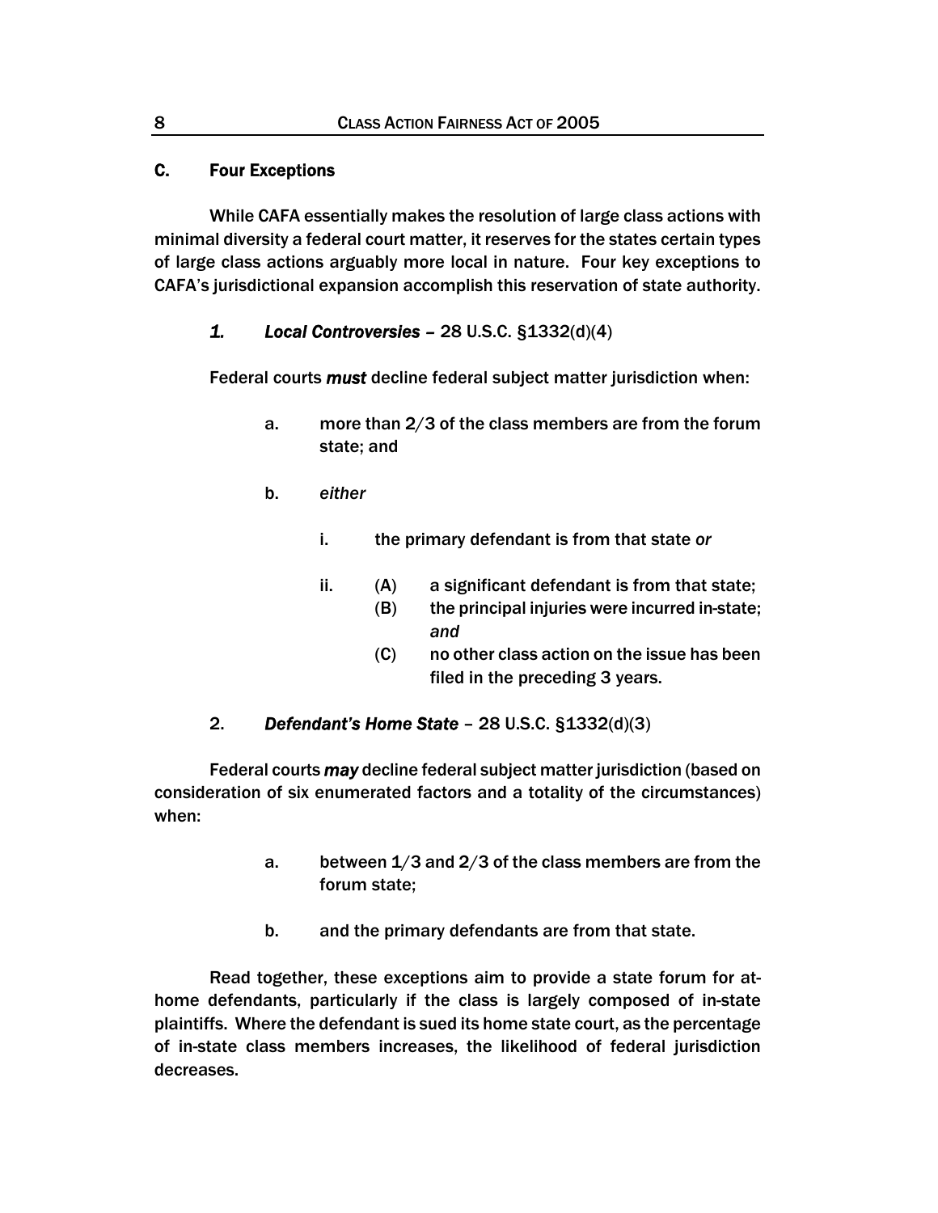### C. Four Exceptions

While CAFA essentially makes the resolution of large class actions with minimal diversity a federal court matter, it reserves for the states certain types of large class actions arguably more local in nature. Four key exceptions to CAFA's jurisdictional expansion accomplish this reservation of state authority.

#### *1. Local Controversies* – 28 U.S.C. §1332(d)(4)

Federal courts ***must*** decline federal subject matter jurisdiction when:

- a. more than 2/3 of the class members are from the forum state; and
- b. *either*
  - i. the primary defendant is from that state *or*
  - ii. (A) a significant defendant is from that state;
    (B) the principal injuries were incurred in-state; *and*
    (C) no other class action on the issue has been filed in the preceding 3 years.

#### 2. *Defendant's Home State* – 28 U.S.C. §1332(d)(3)

Federal courts ***may*** decline federal subject matter jurisdiction (based on consideration of six enumerated factors and a totality of the circumstances) when:

- a. between 1/3 and 2/3 of the class members are from the forum state;
- b. and the primary defendants are from that state.

Read together, these exceptions aim to provide a state forum for at-home defendants, particularly if the class is largely composed of in-state plaintiffs. Where the defendant is sued its home state court, as the percentage of in-state class members increases, the likelihood of federal jurisdiction decreases.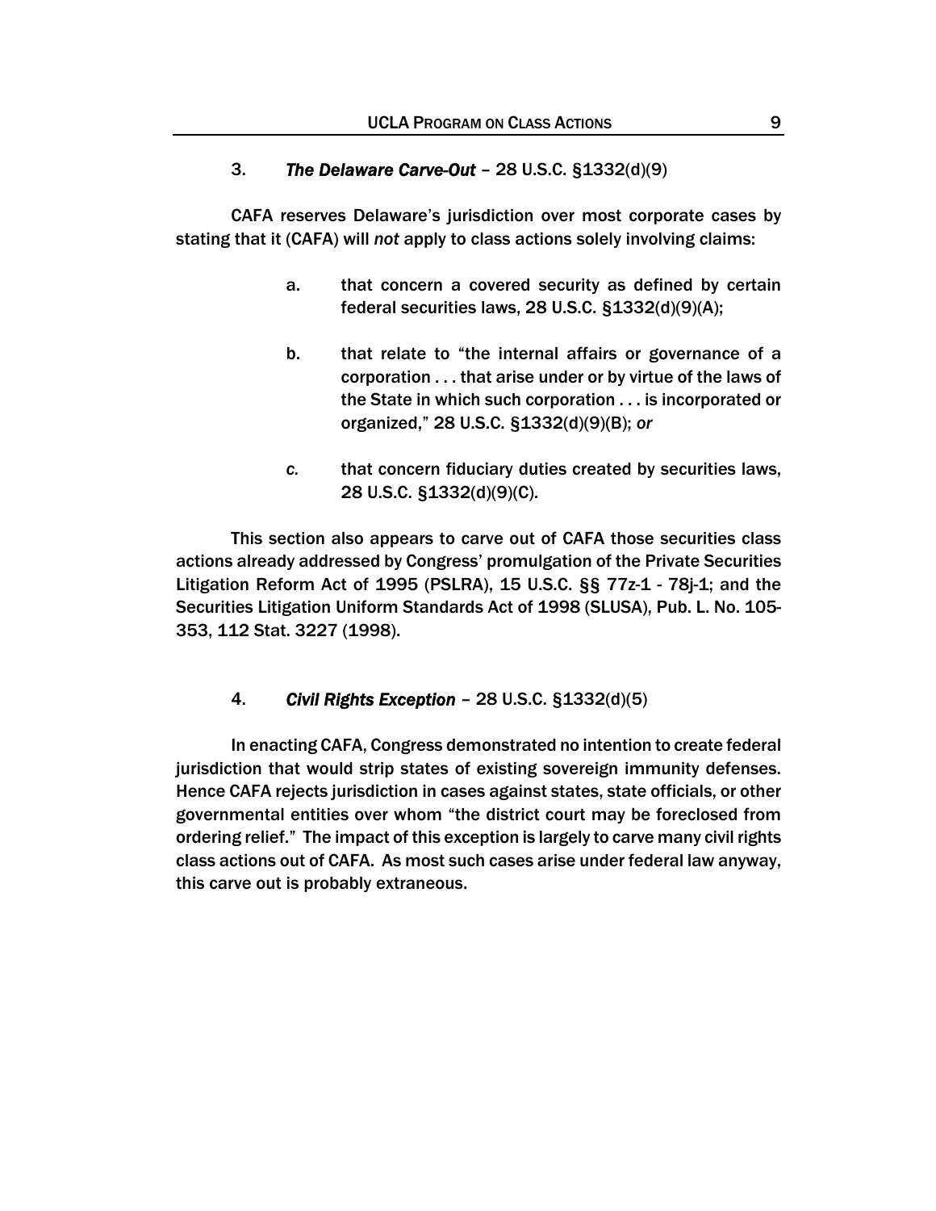### 3. ***The Delaware Carve-Out*** – 28 U.S.C. §1332(d)(9)

CAFA reserves Delaware's jurisdiction over most corporate cases by stating that it (CAFA) will *not* apply to class actions solely involving claims:

> a. that concern a covered security as defined by certain federal securities laws, 28 U.S.C. §1332(d)(9)(A);
>
> b. that relate to "the internal affairs or governance of a corporation . . . that arise under or by virtue of the laws of the State in which such corporation . . . is incorporated or organized," 28 U.S.C. §1332(d)(9)(B); *or*
>
> *c.* that concern fiduciary duties created by securities laws, 28 U.S.C. §1332(d)(9)(C).

This section also appears to carve out of CAFA those securities class actions already addressed by Congress' promulgation of the Private Securities Litigation Reform Act of 1995 (PSLRA), 15 U.S.C. §§ 77z-1 - 78j-1; and the Securities Litigation Uniform Standards Act of 1998 (SLUSA), Pub. L. No. 105-353, 112 Stat. 3227 (1998).

### 4. ***Civil Rights Exception*** – 28 U.S.C. §1332(d)(5)

In enacting CAFA, Congress demonstrated no intention to create federal jurisdiction that would strip states of existing sovereign immunity defenses. Hence CAFA rejects jurisdiction in cases against states, state officials, or other governmental entities over whom "the district court may be foreclosed from ordering relief." The impact of this exception is largely to carve many civil rights class actions out of CAFA. As most such cases arise under federal law anyway, this carve out is probably extraneous.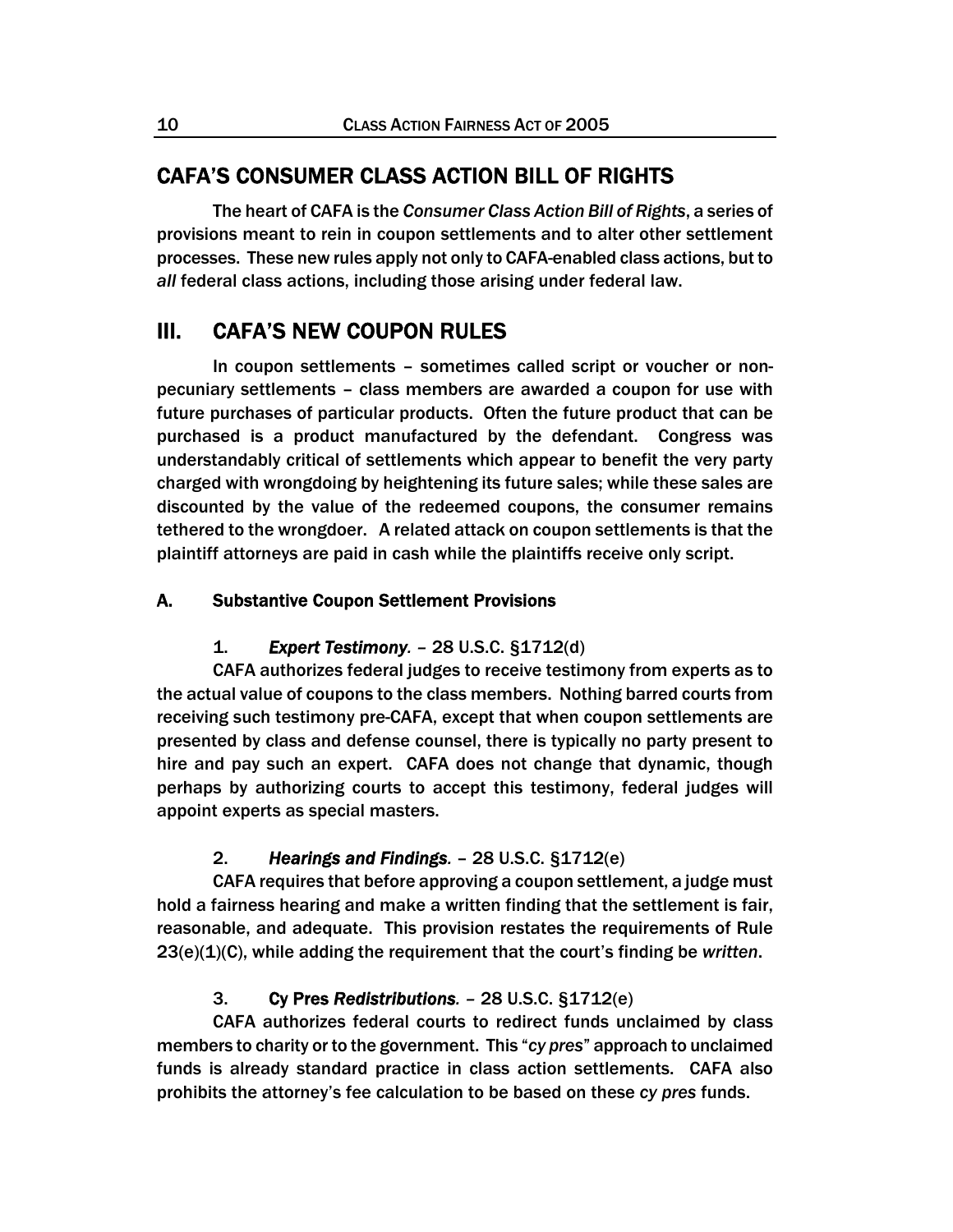## CAFA'S CONSUMER CLASS ACTION BILL OF RIGHTS

The heart of CAFA is the *Consumer Class Action Bill of Rights*, a series of provisions meant to rein in coupon settlements and to alter other settlement processes. These new rules apply not only to CAFA-enabled class actions, but to *all* federal class actions, including those arising under federal law.

## III. CAFA'S NEW COUPON RULES

In coupon settlements – sometimes called script or voucher or non-pecuniary settlements – class members are awarded a coupon for use with future purchases of particular products. Often the future product that can be purchased is a product manufactured by the defendant. Congress was understandably critical of settlements which appear to benefit the very party charged with wrongdoing by heightening its future sales; while these sales are discounted by the value of the redeemed coupons, the consumer remains tethered to the wrongdoer. A related attack on coupon settlements is that the plaintiff attorneys are paid in cash while the plaintiffs receive only script.

### A. Substantive Coupon Settlement Provisions

#### 1. *Expert Testimony.* – 28 U.S.C. §1712(d)

CAFA authorizes federal judges to receive testimony from experts as to the actual value of coupons to the class members. Nothing barred courts from receiving such testimony pre-CAFA, except that when coupon settlements are presented by class and defense counsel, there is typically no party present to hire and pay such an expert. CAFA does not change that dynamic, though perhaps by authorizing courts to accept this testimony, federal judges will appoint experts as special masters.

#### 2. *Hearings and Findings.* – 28 U.S.C. §1712(e)

CAFA requires that before approving a coupon settlement, a judge must hold a fairness hearing and make a written finding that the settlement is fair, reasonable, and adequate. This provision restates the requirements of Rule 23(e)(1)(C), while adding the requirement that the court's finding be *written*.

#### 3. Cy Pres *Redistributions.* – 28 U.S.C. §1712(e)

CAFA authorizes federal courts to redirect funds unclaimed by class members to charity or to the government. This "*cy pres*" approach to unclaimed funds is already standard practice in class action settlements. CAFA also prohibits the attorney's fee calculation to be based on these *cy pres* funds.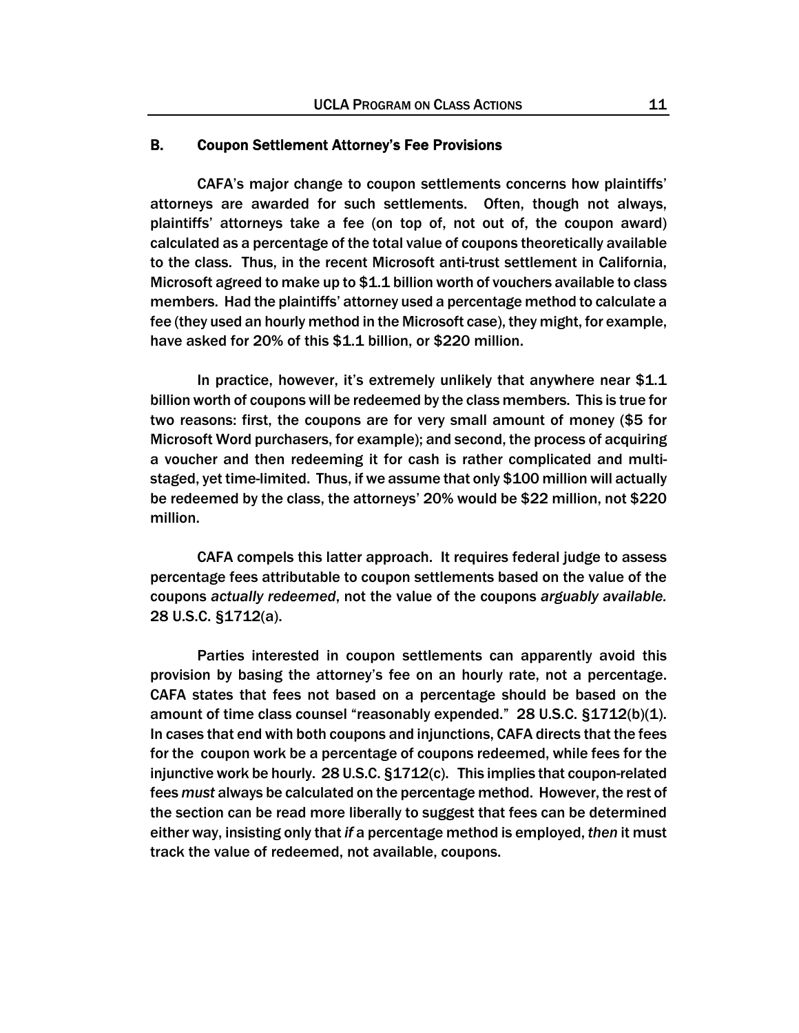## B. Coupon Settlement Attorney's Fee Provisions

CAFA's major change to coupon settlements concerns how plaintiffs' attorneys are awarded for such settlements. Often, though not always, plaintiffs' attorneys take a fee (on top of, not out of, the coupon award) calculated as a percentage of the total value of coupons theoretically available to the class. Thus, in the recent Microsoft anti-trust settlement in California, Microsoft agreed to make up to $1.1 billion worth of vouchers available to class members. Had the plaintiffs' attorney used a percentage method to calculate a fee (they used an hourly method in the Microsoft case), they might, for example, have asked for 20% of this $1.1 billion, or $220 million.

In practice, however, it's extremely unlikely that anywhere near $1.1 billion worth of coupons will be redeemed by the class members. This is true for two reasons: first, the coupons are for very small amount of money ($5 for Microsoft Word purchasers, for example); and second, the process of acquiring a voucher and then redeeming it for cash is rather complicated and multi-staged, yet time-limited. Thus, if we assume that only $100 million will actually be redeemed by the class, the attorneys' 20% would be $22 million, not $220 million.

CAFA compels this latter approach. It requires federal judge to assess percentage fees attributable to coupon settlements based on the value of the coupons *actually redeemed*, not the value of the coupons *arguably available.* 28 U.S.C. §1712(a).

Parties interested in coupon settlements can apparently avoid this provision by basing the attorney's fee on an hourly rate, not a percentage. CAFA states that fees not based on a percentage should be based on the amount of time class counsel "reasonably expended." 28 U.S.C. §1712(b)(1). In cases that end with both coupons and injunctions, CAFA directs that the fees for the coupon work be a percentage of coupons redeemed, while fees for the injunctive work be hourly. 28 U.S.C. §1712(c). This implies that coupon-related fees *must* always be calculated on the percentage method. However, the rest of the section can be read more liberally to suggest that fees can be determined either way, insisting only that *if* a percentage method is employed, *then* it must track the value of redeemed, not available, coupons.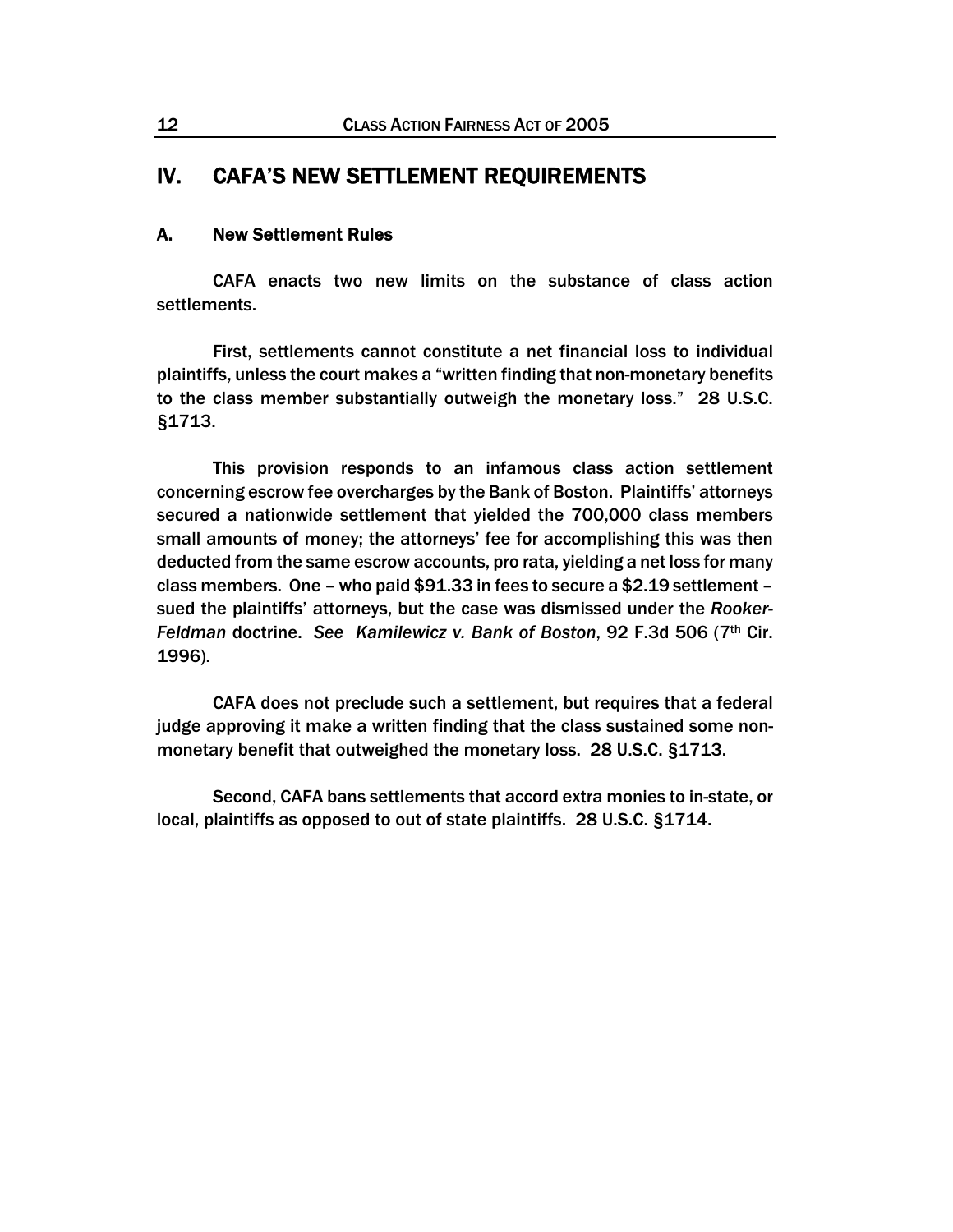## IV. CAFA'S NEW SETTLEMENT REQUIREMENTS

### A. New Settlement Rules

CAFA enacts two new limits on the substance of class action settlements.

First, settlements cannot constitute a net financial loss to individual plaintiffs, unless the court makes a "written finding that non-monetary benefits to the class member substantially outweigh the monetary loss." 28 U.S.C. §1713.

This provision responds to an infamous class action settlement concerning escrow fee overcharges by the Bank of Boston. Plaintiffs' attorneys secured a nationwide settlement that yielded the 700,000 class members small amounts of money; the attorneys' fee for accomplishing this was then deducted from the same escrow accounts, pro rata, yielding a net loss for many class members. One – who paid $91.33 in fees to secure a $2.19 settlement – sued the plaintiffs' attorneys, but the case was dismissed under the *Rooker-Feldman* doctrine. *See Kamilewicz v. Bank of Boston*, 92 F.3d 506 (7th Cir. 1996).

CAFA does not preclude such a settlement, but requires that a federal judge approving it make a written finding that the class sustained some non-monetary benefit that outweighed the monetary loss. 28 U.S.C. §1713.

Second, CAFA bans settlements that accord extra monies to in-state, or local, plaintiffs as opposed to out of state plaintiffs. 28 U.S.C. §1714.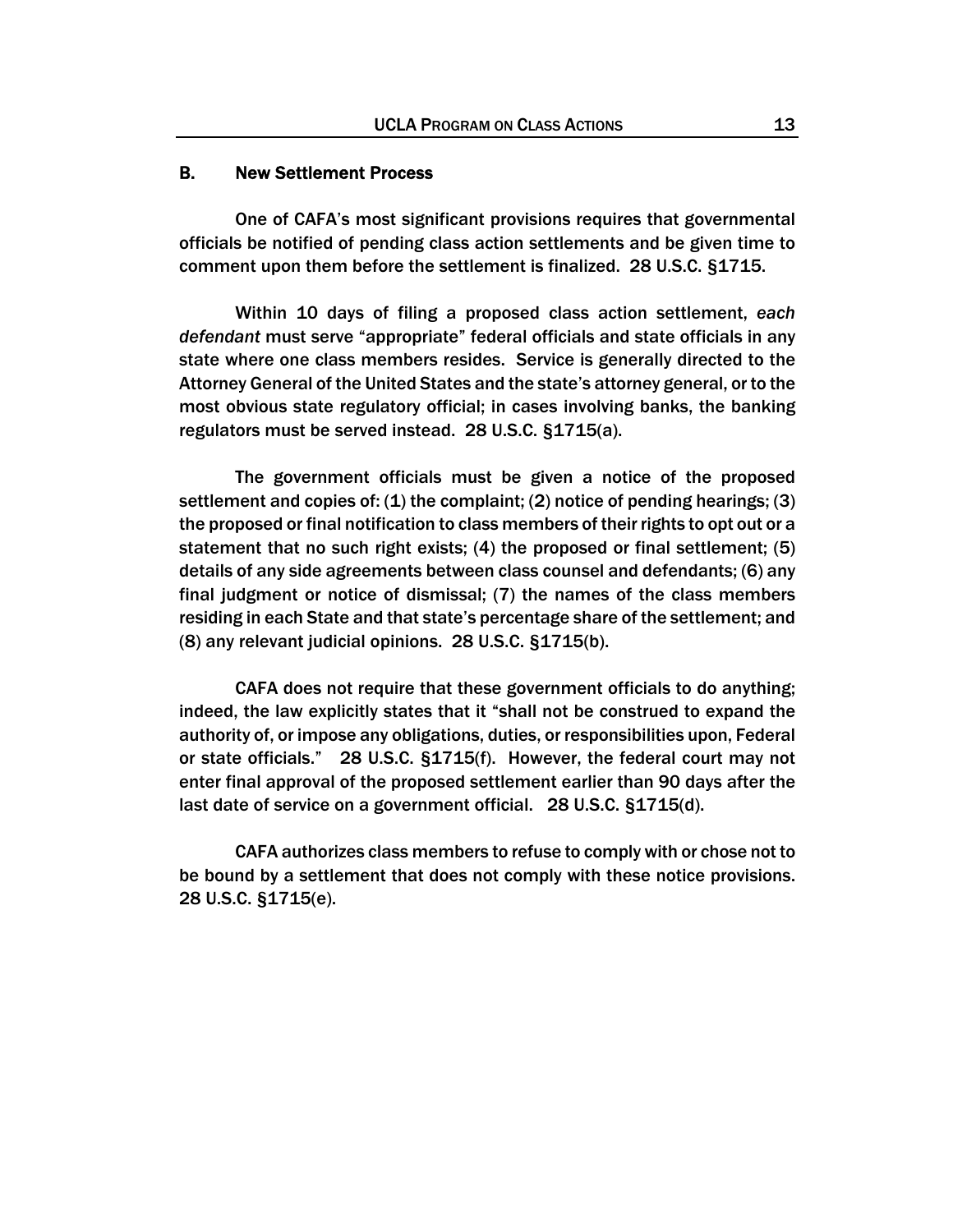### B. New Settlement Process

One of CAFA's most significant provisions requires that governmental officials be notified of pending class action settlements and be given time to comment upon them before the settlement is finalized. 28 U.S.C. §1715.

Within 10 days of filing a proposed class action settlement, *each defendant* must serve "appropriate" federal officials and state officials in any state where one class members resides. Service is generally directed to the Attorney General of the United States and the state's attorney general, or to the most obvious state regulatory official; in cases involving banks, the banking regulators must be served instead. 28 U.S.C. §1715(a).

The government officials must be given a notice of the proposed settlement and copies of: (1) the complaint; (2) notice of pending hearings; (3) the proposed or final notification to class members of their rights to opt out or a statement that no such right exists; (4) the proposed or final settlement; (5) details of any side agreements between class counsel and defendants; (6) any final judgment or notice of dismissal; (7) the names of the class members residing in each State and that state's percentage share of the settlement; and (8) any relevant judicial opinions. 28 U.S.C. §1715(b).

CAFA does not require that these government officials to do anything; indeed, the law explicitly states that it "shall not be construed to expand the authority of, or impose any obligations, duties, or responsibilities upon, Federal or state officials." 28 U.S.C. §1715(f). However, the federal court may not enter final approval of the proposed settlement earlier than 90 days after the last date of service on a government official. 28 U.S.C. §1715(d).

CAFA authorizes class members to refuse to comply with or chose not to be bound by a settlement that does not comply with these notice provisions. 28 U.S.C. §1715(e).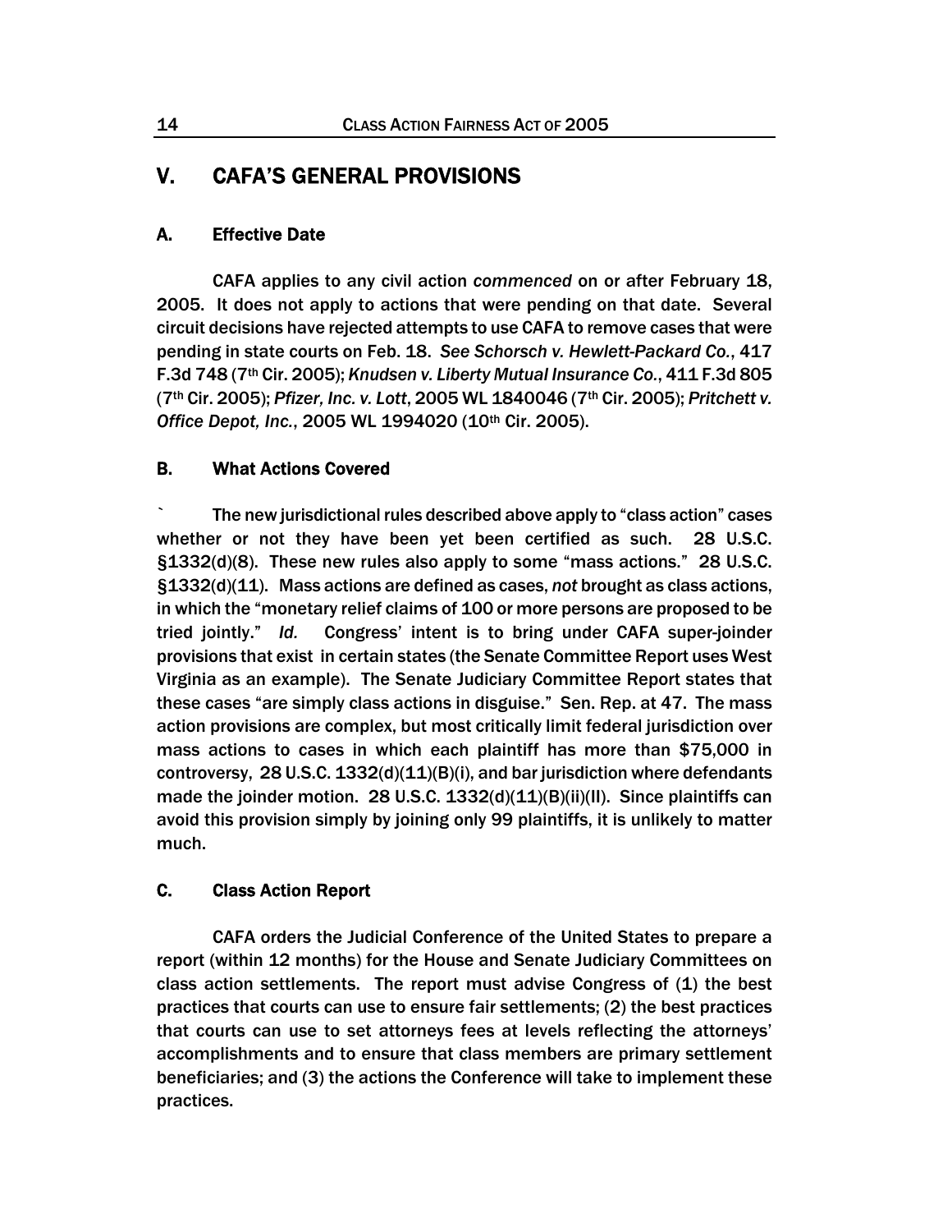## V. CAFA'S GENERAL PROVISIONS

### A. Effective Date

CAFA applies to any civil action *commenced* on or after February 18, 2005. It does not apply to actions that were pending on that date. Several circuit decisions have rejected attempts to use CAFA to remove cases that were pending in state courts on Feb. 18. *See Schorsch v. Hewlett-Packard Co.*, 417 F.3d 748 (7th Cir. 2005); *Knudsen v. Liberty Mutual Insurance Co.*, 411 F.3d 805 (7th Cir. 2005); *Pfizer, Inc. v. Lott*, 2005 WL 1840046 (7th Cir. 2005); *Pritchett v. Office Depot, Inc.*, 2005 WL 1994020 (10th Cir. 2005).

### B. What Actions Covered

` The new jurisdictional rules described above apply to "class action" cases whether or not they have been yet been certified as such. 28 U.S.C. §1332(d)(8). These new rules also apply to some "mass actions." 28 U.S.C. §1332(d)(11). Mass actions are defined as cases, *not* brought as class actions, in which the "monetary relief claims of 100 or more persons are proposed to be tried jointly." *Id.* Congress' intent is to bring under CAFA super-joinder provisions that exist in certain states (the Senate Committee Report uses West Virginia as an example). The Senate Judiciary Committee Report states that these cases "are simply class actions in disguise." Sen. Rep. at 47. The mass action provisions are complex, but most critically limit federal jurisdiction over mass actions to cases in which each plaintiff has more than $75,000 in controversy, 28 U.S.C. 1332(d)(11)(B)(i), and bar jurisdiction where defendants made the joinder motion. 28 U.S.C. 1332(d)(11)(B)(ii)(II). Since plaintiffs can avoid this provision simply by joining only 99 plaintiffs, it is unlikely to matter much.

### C. Class Action Report

CAFA orders the Judicial Conference of the United States to prepare a report (within 12 months) for the House and Senate Judiciary Committees on class action settlements. The report must advise Congress of (1) the best practices that courts can use to ensure fair settlements; (2) the best practices that courts can use to set attorneys fees at levels reflecting the attorneys' accomplishments and to ensure that class members are primary settlement beneficiaries; and (3) the actions the Conference will take to implement these practices.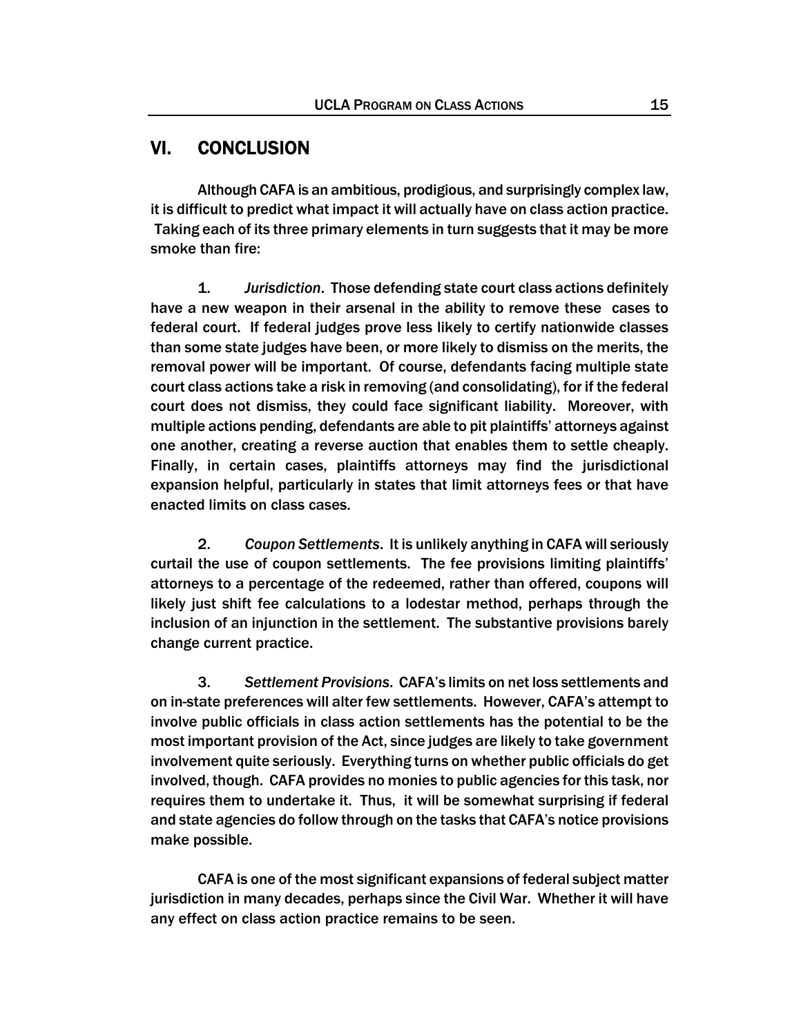## VI. CONCLUSION

Although CAFA is an ambitious, prodigious, and surprisingly complex law, it is difficult to predict what impact it will actually have on class action practice. Taking each of its three primary elements in turn suggests that it may be more smoke than fire:

1. *Jurisdiction*. Those defending state court class actions definitely have a new weapon in their arsenal in the ability to remove these cases to federal court. If federal judges prove less likely to certify nationwide classes than some state judges have been, or more likely to dismiss on the merits, the removal power will be important. Of course, defendants facing multiple state court class actions take a risk in removing (and consolidating), for if the federal court does not dismiss, they could face significant liability. Moreover, with multiple actions pending, defendants are able to pit plaintiffs' attorneys against one another, creating a reverse auction that enables them to settle cheaply. Finally, in certain cases, plaintiffs attorneys may find the jurisdictional expansion helpful, particularly in states that limit attorneys fees or that have enacted limits on class cases.

2. *Coupon Settlements*. It is unlikely anything in CAFA will seriously curtail the use of coupon settlements. The fee provisions limiting plaintiffs' attorneys to a percentage of the redeemed, rather than offered, coupons will likely just shift fee calculations to a lodestar method, perhaps through the inclusion of an injunction in the settlement. The substantive provisions barely change current practice.

3. *Settlement Provisions*. CAFA's limits on net loss settlements and on in-state preferences will alter few settlements. However, CAFA's attempt to involve public officials in class action settlements has the potential to be the most important provision of the Act, since judges are likely to take government involvement quite seriously. Everything turns on whether public officials do get involved, though. CAFA provides no monies to public agencies for this task, nor requires them to undertake it. Thus, it will be somewhat surprising if federal and state agencies do follow through on the tasks that CAFA's notice provisions make possible.

CAFA is one of the most significant expansions of federal subject matter jurisdiction in many decades, perhaps since the Civil War. Whether it will have any effect on class action practice remains to be seen.